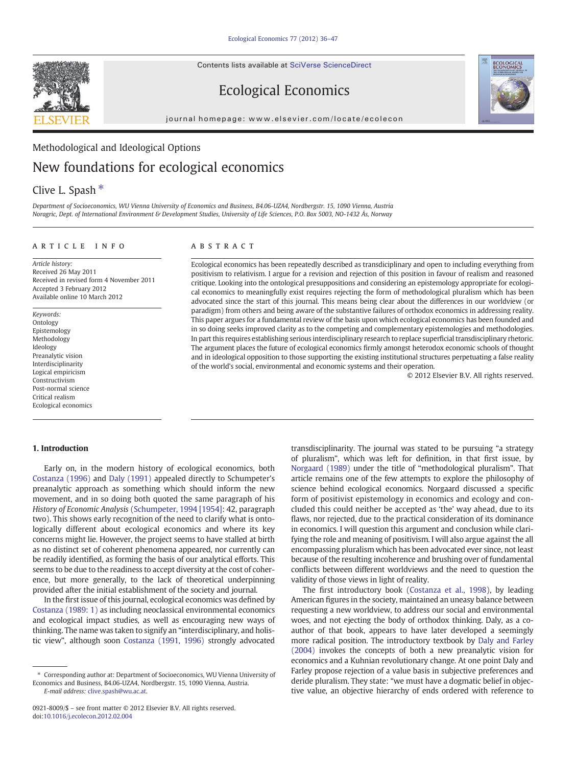Methodological and Ideological Options

# New foundations for ecological economics

Clive L. Spash *

*Department of Socioeconomics, WU Vienna University of Economics and Business, B4.06-UZA4, Nordbergstr. 15, 1090 Vienna, Austria*
*Noragric, Dept. of International Environment & Development Studies, University of Life Sciences, P.O. Box 5003, NO-1432 Ås, Norway*

## ARTICLE INFO

*Article history:*
Received 26 May 2011
Received in revised form 4 November 2011
Accepted 3 February 2012
Available online 10 March 2012

*Keywords:*
Ontology
Epistemology
Methodology
Ideology
Preanalytic vision
Interdisciplinarity
Logical empiricism
Constructivism
Post-normal science
Critical realism
Ecological economics

## ABSTRACT

Ecological economics has been repeatedly described as transdisciplinary and open to including everything from positivism to relativism. I argue for a revision and rejection of this position in favour of realism and reasoned critique. Looking into the ontological presuppositions and considering an epistemology appropriate for ecological economics to meaningfully exist requires rejecting the form of methodological pluralism which has been advocated since the start of this journal. This means being clear about the differences in our worldview (or paradigm) from others and being aware of the substantive failures of orthodox economics in addressing reality. This paper argues for a fundamental review of the basis upon which ecological economics has been founded and in so doing seeks improved clarity as to the competing and complementary epistemologies and methodologies. In part this requires establishing serious interdisciplinary research to replace superficial transdisciplinary rhetoric. The argument places the future of ecological economics firmly amongst heterodox economic schools of thought and in ideological opposition to those supporting the existing institutional structures perpetuating a false reality of the world's social, environmental and economic systems and their operation.

© 2012 Elsevier B.V. All rights reserved.

## 1. Introduction

Early on, in the modern history of ecological economics, both Costanza (1996) and Daly (1991) appealed directly to Schumpeter's preanalytic approach as something which should inform the new movement, and in so doing both quoted the same paragraph of his *History of Economic Analysis* (Schumpeter, 1994 [1954]: 42, paragraph two). This shows early recognition of the need to clarify what is ontologically different about ecological economics and where its key concerns might lie. However, the project seems to have stalled at birth as no distinct set of coherent phenomena appeared, nor currently can be readily identified, as forming the basis of our analytical efforts. This seems to be due to the readiness to accept diversity at the cost of coherence, but more generally, to the lack of theoretical underpinning provided after the initial establishment of the society and journal.

In the first issue of this journal, ecological economics was defined by Costanza (1989: 1) as including neoclassical environmental economics and ecological impact studies, as well as encouraging new ways of thinking. The name was taken to signify an "interdisciplinary, and holistic view", although soon Costanza (1991, 1996) strongly advocated transdisciplinarity. The journal was stated to be pursuing "a strategy of pluralism", which was left for definition, in that first issue, by Norgaard (1989) under the title of "methodological pluralism". That article remains one of the few attempts to explore the philosophy of science behind ecological economics. Norgaard discussed a specific form of positivist epistemology in economics and ecology and concluded this could neither be accepted as 'the' way ahead, due to its flaws, nor rejected, due to the practical consideration of its dominance in economics. I will question this argument and conclusion while clarifying the role and meaning of positivism. I will also argue against the all encompassing pluralism which has been advocated ever since, not least because of the resulting incoherence and brushing over of fundamental conflicts between different worldviews and the need to question the validity of those views in light of reality.

The first introductory book (Costanza et al., 1998), by leading American figures in the society, maintained an uneasy balance between requesting a new worldview, to address our social and environmental woes, and not ejecting the body of orthodox thinking. Daly, as a co-author of that book, appears to have later developed a seemingly more radical position. The introductory textbook by Daly and Farley (2004) invokes the concepts of both a new preanalytic vision for economics and a Kuhnian revolutionary change. At one point Daly and Farley propose rejection of a value basis in subjective preferences and deride pluralism. They state: "we must have a dogmatic belief in objective value, an objective hierarchy of ends ordered with reference to

---

* Corresponding author at: Department of Socioeconomics, WU Vienna University of Economics and Business, B4.06-UZA4, Nordbergstr. 15, 1090 Vienna, Austria.
*E-mail address:* clive.spash@wu.ac.at.

0921-8009/$ – see front matter © 2012 Elsevier B.V. All rights reserved.
doi:10.1016/j.ecolecon.2012.02.004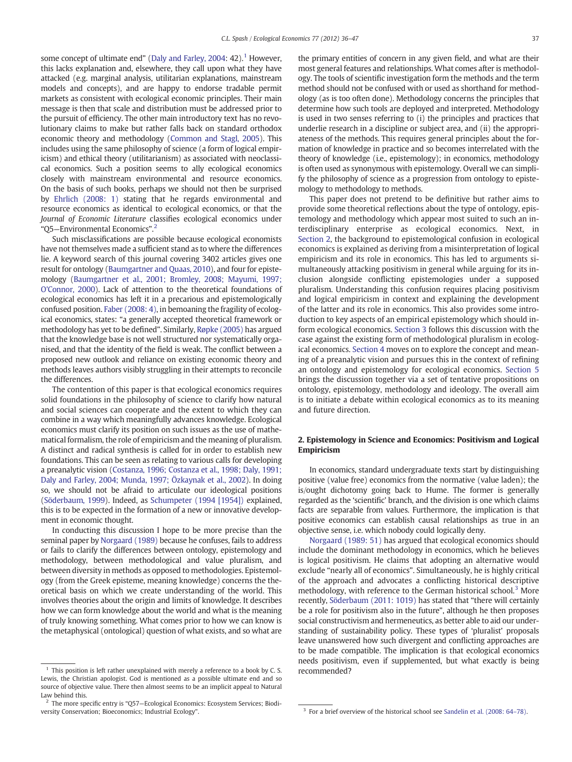some concept of ultimate end" (Daly and Farley, 2004: 42).[1] However, this lacks explanation and, elsewhere, they call upon what they have attacked (e.g. marginal analysis, utilitarian explanations, mainstream models and concepts), and are happy to endorse tradable permit markets as consistent with ecological economic principles. Their main message is then that scale and distribution must be addressed prior to the pursuit of efficiency. The other main introductory text has no revolutionary claims to make but rather falls back on standard orthodox economic theory and methodology (Common and Stagl, 2005). This includes using the same philosophy of science (a form of logical empiricism) and ethical theory (utilitarianism) as associated with neoclassical economics. Such a position seems to ally ecological economics closely with mainstream environmental and resource economics. On the basis of such books, perhaps we should not then be surprised by Ehrlich (2008: 1) stating that he regards environmental and resource economics as identical to ecological economics, or that the *Journal of Economic Literature* classifies ecological economics under "Q5—Environmental Economics".[2]

Such misclassifications are possible because ecological economists have not themselves made a sufficient stand as to where the differences lie. A keyword search of this journal covering 3402 articles gives one result for ontology (Baumgartner and Quaas, 2010), and four for epistemology (Baumgartner et al., 2001; Bromley, 2008; Mayumi, 1997; O'Connor, 2000). Lack of attention to the theoretical foundations of ecological economics has left it in a precarious and epistemologically confused position. Faber (2008: 4), in bemoaning the fragility of ecological economics, states: "a generally accepted theoretical framework or methodology has yet to be defined". Similarly, Røpke (2005) has argued that the knowledge base is not well structured nor systematically organised, and that the identity of the field is weak. The conflict between a proposed new outlook and reliance on existing economic theory and methods leaves authors visibly struggling in their attempts to reconcile the differences.

The contention of this paper is that ecological economics requires solid foundations in the philosophy of science to clarify how natural and social sciences can cooperate and the extent to which they can combine in a way which meaningfully advances knowledge. Ecological economics must clarify its position on such issues as the use of mathematical formalism, the role of empiricism and the meaning of pluralism. A distinct and radical synthesis is called for in order to establish new foundations. This can be seen as relating to various calls for developing a preanalytic vision (Costanza, 1996; Costanza et al., 1998; Daly, 1991; Daly and Farley, 2004; Munda, 1997; Özkaynak et al., 2002). In doing so, we should not be afraid to articulate our ideological positions (Söderbaum, 1999). Indeed, as Schumpeter (1994 [1954]) explained, this is to be expected in the formation of a new or innovative development in economic thought.

In conducting this discussion I hope to be more precise than the seminal paper by Norgaard (1989) because he confuses, fails to address or fails to clarify the differences between ontology, epistemology and methodology, between methodological and value pluralism, and between diversity in methods as opposed to methodologies. Epistemology (from the Greek episteme, meaning knowledge) concerns the theoretical basis on which we create understanding of the world. This involves theories about the origin and limits of knowledge. It describes how we can form knowledge about the world and what is the meaning of truly knowing something. What comes prior to how we can know is the metaphysical (ontological) question of what exists, and so what are the primary entities of concern in any given field, and what are their most general features and relationships. What comes after is methodology. The tools of scientific investigation form the methods and the term method should not be confused with or used as shorthand for methodology (as is too often done). Methodology concerns the principles that determine how such tools are deployed and interpreted. Methodology is used in two senses referring to (i) the principles and practices that underlie research in a discipline or subject area, and (ii) the appropriateness of the methods. This requires general principles about the formation of knowledge in practice and so becomes interrelated with the theory of knowledge (i.e., epistemology); in economics, methodology is often used as synonymous with epistemology. Overall we can simplify the philosophy of science as a progression from ontology to epistemology to methodology to methods.

This paper does not pretend to be definitive but rather aims to provide some theoretical reflections about the type of ontology, epistemology and methodology which appear most suited to such an interdisciplinary enterprise as ecological economics. Next, in Section 2, the background to epistemological confusion in ecological economics is explained as deriving from a misinterpretation of logical empiricism and its role in economics. This has led to arguments simultaneously attacking positivism in general while arguing for its inclusion alongside conflicting epistemologies under a supposed pluralism. Understanding this confusion requires placing positivism and logical empiricism in context and explaining the development of the latter and its role in economics. This also provides some introduction to key aspects of an empirical epistemology which should inform ecological economics. Section 3 follows this discussion with the case against the existing form of methodological pluralism in ecological economics. Section 4 moves on to explore the concept and meaning of a preanalytic vision and pursues this in the context of refining an ontology and epistemology for ecological economics. Section 5 brings the discussion together via a set of tentative propositions on ontology, epistemology, methodology and ideology. The overall aim is to initiate a debate within ecological economics as to its meaning and future direction.

## 2. Epistemology in Science and Economics: Positivism and Logical Empiricism

In economics, standard undergraduate texts start by distinguishing positive (value free) economics from the normative (value laden); the is/ought dichotomy going back to Hume. The former is generally regarded as the 'scientific' branch, and the division is one which claims facts are separable from values. Furthermore, the implication is that positive economics can establish causal relationships as true in an objective sense, i.e. which nobody could logically deny.

Norgaard (1989: 51) has argued that ecological economics should include the dominant methodology in economics, which he believes is logical positivism. He claims that adopting an alternative would exclude "nearly all of economics". Simultaneously, he is highly critical of the approach and advocates a conflicting historical descriptive methodology, with reference to the German historical school.[3] More recently, Söderbaum (2011: 1019) has stated that "there will certainly be a role for positivism also in the future", although he then proposes social constructivism and hermeneutics, as better able to aid our understanding of sustainability policy. These types of 'pluralist' proposals leave unanswered how such divergent and conflicting approaches are to be made compatible. The implication is that ecological economics needs positivism, even if supplemented, but what exactly is being recommended?

[1] This position is left rather unexplained with merely a reference to a book by C. S. Lewis, the Christian apologist. God is mentioned as a possible ultimate end and so source of objective value. There then almost seems to be an implicit appeal to Natural Law behind this.

[2] The more specific entry is "Q57—Ecological Economics: Ecosystem Services; Biodiversity Conservation; Bioeconomics; Industrial Ecology".

[3] For a brief overview of the historical school see Sandelin et al. (2008: 64–78).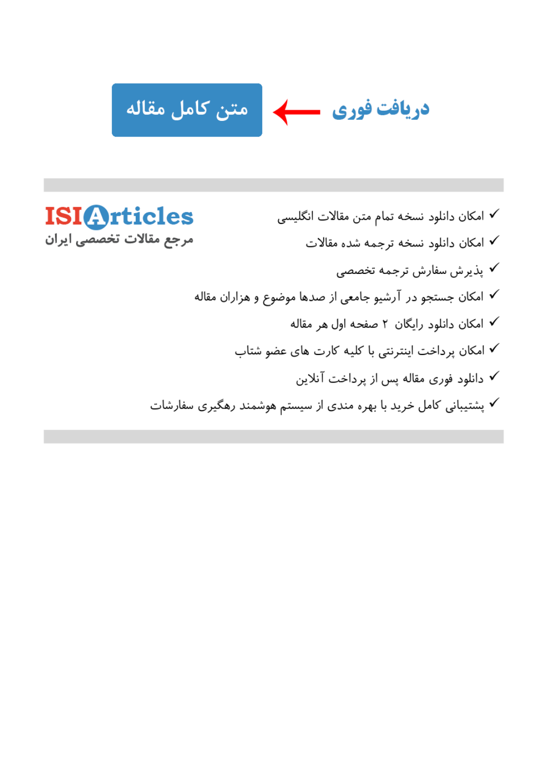دریافت فوری ← **متن کامل مقاله**

**ISIArticles**
مرجع مقالات تخصصی ایران

- ✓ امکان دانلود نسخه تمام متن مقالات انگلیسی
- ✓ امکان دانلود نسخه ترجمه شده مقالات
- ✓ پذیرش سفارش ترجمه تخصصی
- ✓ امکان جستجو در آرشیو جامعی از صدها موضوع و هزاران مقاله
- ✓ امکان دانلود رایگان ۲ صفحه اول هر مقاله
- ✓ امکان پرداخت اینترنتی با کلیه کارت های عضو شتاب
- ✓ دانلود فوری مقاله پس از پرداخت آنلاین
- ✓ پشتیبانی کامل خرید با بهره مندی از سیستم هوشمند رهگیری سفارشات